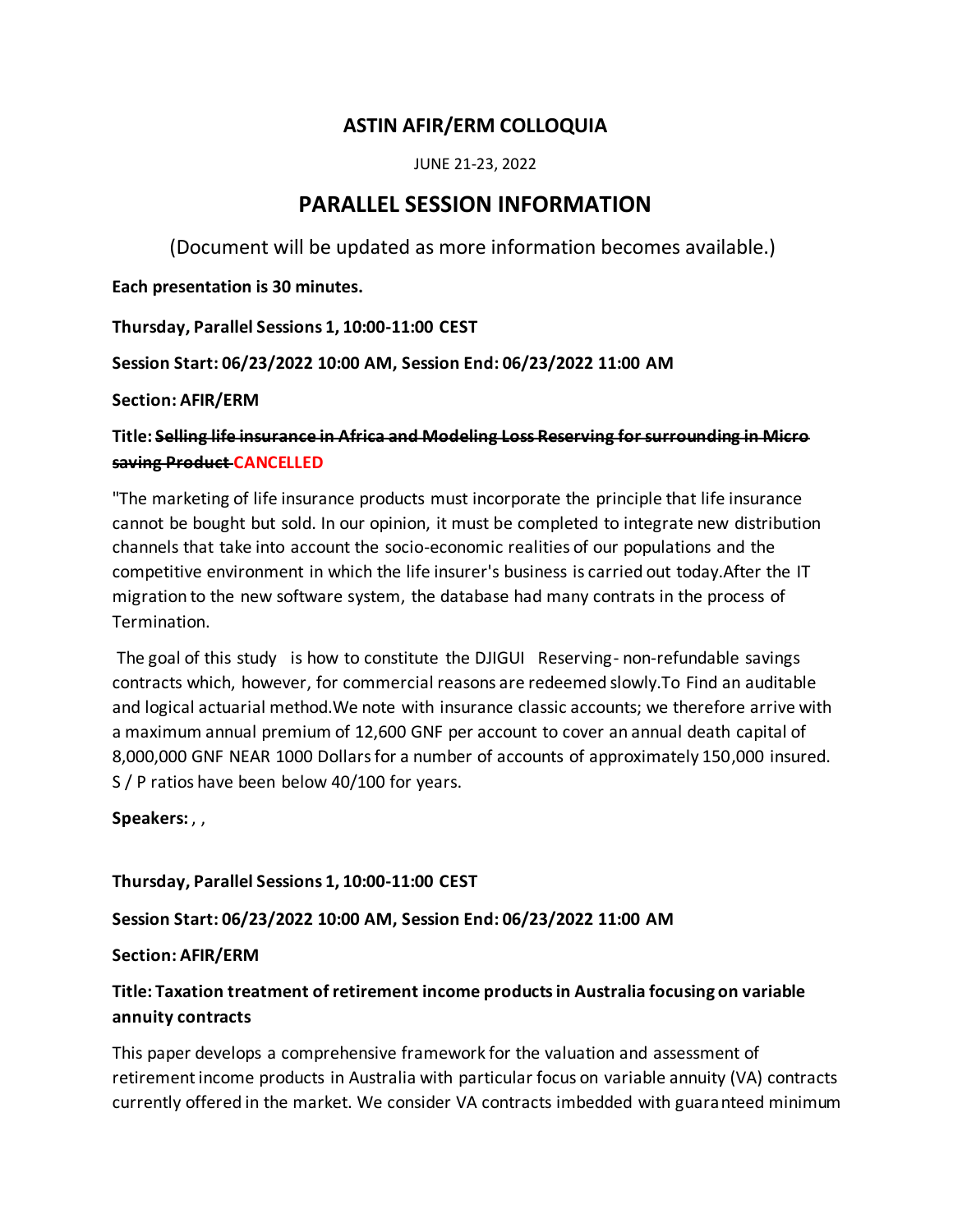# ASTIN AFIR/ERM COLLOQUIA

JUNE 21-23, 2022

# PARALLEL SESSION INFORMATION

(Document will be updated as more information becomes available.)

**Each presentation is 30 minutes.**

**Thursday, Parallel Sessions 1, 10:00-11:00 CEST**

**Session Start: 06/23/2022 10:00 AM, Session End: 06/23/2022 11:00 AM**

**Section: AFIR/ERM**

**Title: ~~Selling life insurance in Africa and Modeling Loss Reserving for surrounding in Micro saving Product~~ CANCELLED**

"The marketing of life insurance products must incorporate the principle that life insurance cannot be bought but sold. In our opinion, it must be completed to integrate new distribution channels that take into account the socio-economic realities of our populations and the competitive environment in which the life insurer's business is carried out today.After the IT migration to the new software system, the database had many contrats in the process of Termination.

The goal of this study is how to constitute the DJIGUI Reserving- non-refundable savings contracts which, however, for commercial reasons are redeemed slowly.To Find an auditable and logical actuarial method.We note with insurance classic accounts; we therefore arrive with a maximum annual premium of 12,600 GNF per account to cover an annual death capital of 8,000,000 GNF NEAR 1000 Dollars for a number of accounts of approximately 150,000 insured. S / P ratios have been below 40/100 for years.

**Speakers:** , ,

**Thursday, Parallel Sessions 1, 10:00-11:00 CEST**

**Session Start: 06/23/2022 10:00 AM, Session End: 06/23/2022 11:00 AM**

**Section: AFIR/ERM**

**Title: Taxation treatment of retirement income products in Australia focusing on variable annuity contracts**

This paper develops a comprehensive framework for the valuation and assessment of retirement income products in Australia with particular focus on variable annuity (VA) contracts currently offered in the market. We consider VA contracts imbedded with guaranteed minimum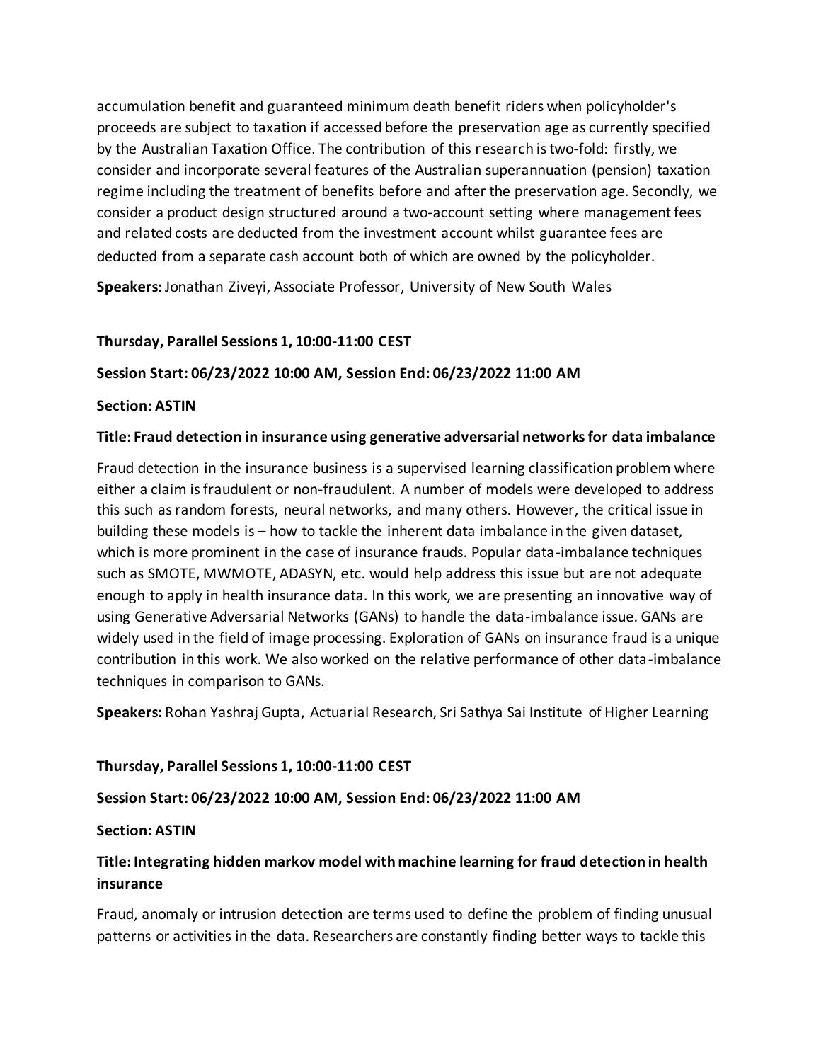accumulation benefit and guaranteed minimum death benefit riders when policyholder's proceeds are subject to taxation if accessed before the preservation age as currently specified by the Australian Taxation Office. The contribution of this research is two-fold: firstly, we consider and incorporate several features of the Australian superannuation (pension) taxation regime including the treatment of benefits before and after the preservation age. Secondly, we consider a product design structured around a two-account setting where management fees and related costs are deducted from the investment account whilst guarantee fees are deducted from a separate cash account both of which are owned by the policyholder.

**Speakers:** Jonathan Ziveyi, Associate Professor, University of New South Wales

**Thursday, Parallel Sessions 1, 10:00-11:00 CEST**

**Session Start: 06/23/2022 10:00 AM, Session End: 06/23/2022 11:00 AM**

**Section: ASTIN**

**Title: Fraud detection in insurance using generative adversarial networks for data imbalance**

Fraud detection in the insurance business is a supervised learning classification problem where either a claim is fraudulent or non-fraudulent. A number of models were developed to address this such as random forests, neural networks, and many others. However, the critical issue in building these models is – how to tackle the inherent data imbalance in the given dataset, which is more prominent in the case of insurance frauds. Popular data-imbalance techniques such as SMOTE, MWMOTE, ADASYN, etc. would help address this issue but are not adequate enough to apply in health insurance data. In this work, we are presenting an innovative way of using Generative Adversarial Networks (GANs) to handle the data-imbalance issue. GANs are widely used in the field of image processing. Exploration of GANs on insurance fraud is a unique contribution in this work. We also worked on the relative performance of other data-imbalance techniques in comparison to GANs.

**Speakers:** Rohan Yashraj Gupta, Actuarial Research, Sri Sathya Sai Institute of Higher Learning

**Thursday, Parallel Sessions 1, 10:00-11:00 CEST**

**Session Start: 06/23/2022 10:00 AM, Session End: 06/23/2022 11:00 AM**

**Section: ASTIN**

**Title: Integrating hidden markov model with machine learning for fraud detection in health insurance**

Fraud, anomaly or intrusion detection are terms used to define the problem of finding unusual patterns or activities in the data. Researchers are constantly finding better ways to tackle this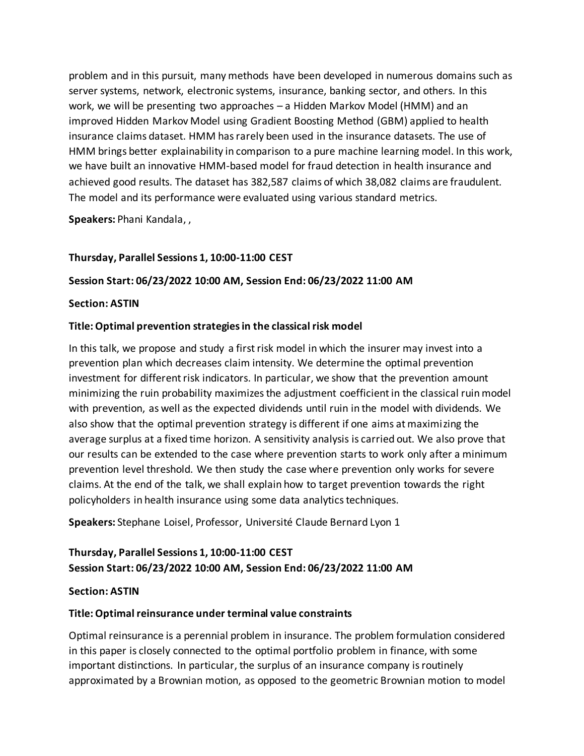problem and in this pursuit, many methods have been developed in numerous domains such as server systems, network, electronic systems, insurance, banking sector, and others. In this work, we will be presenting two approaches – a Hidden Markov Model (HMM) and an improved Hidden Markov Model using Gradient Boosting Method (GBM) applied to health insurance claims dataset. HMM has rarely been used in the insurance datasets. The use of HMM brings better explainability in comparison to a pure machine learning model. In this work, we have built an innovative HMM-based model for fraud detection in health insurance and achieved good results. The dataset has 382,587 claims of which 38,082 claims are fraudulent. The model and its performance were evaluated using various standard metrics.

**Speakers:** Phani Kandala, ,

**Thursday, Parallel Sessions 1, 10:00-11:00 CEST**

**Session Start: 06/23/2022 10:00 AM, Session End: 06/23/2022 11:00 AM**

**Section: ASTIN**

**Title: Optimal prevention strategies in the classical risk model**

In this talk, we propose and study a first risk model in which the insurer may invest into a prevention plan which decreases claim intensity. We determine the optimal prevention investment for different risk indicators. In particular, we show that the prevention amount minimizing the ruin probability maximizes the adjustment coefficient in the classical ruin model with prevention, as well as the expected dividends until ruin in the model with dividends. We also show that the optimal prevention strategy is different if one aims at maximizing the average surplus at a fixed time horizon. A sensitivity analysis is carried out. We also prove that our results can be extended to the case where prevention starts to work only after a minimum prevention level threshold. We then study the case where prevention only works for severe claims. At the end of the talk, we shall explain how to target prevention towards the right policyholders in health insurance using some data analytics techniques.

**Speakers:** Stephane Loisel, Professor, Université Claude Bernard Lyon 1

**Thursday, Parallel Sessions 1, 10:00-11:00 CEST**
**Session Start: 06/23/2022 10:00 AM, Session End: 06/23/2022 11:00 AM**

**Section: ASTIN**

**Title: Optimal reinsurance under terminal value constraints**

Optimal reinsurance is a perennial problem in insurance. The problem formulation considered in this paper is closely connected to the optimal portfolio problem in finance, with some important distinctions. In particular, the surplus of an insurance company is routinely approximated by a Brownian motion, as opposed to the geometric Brownian motion to model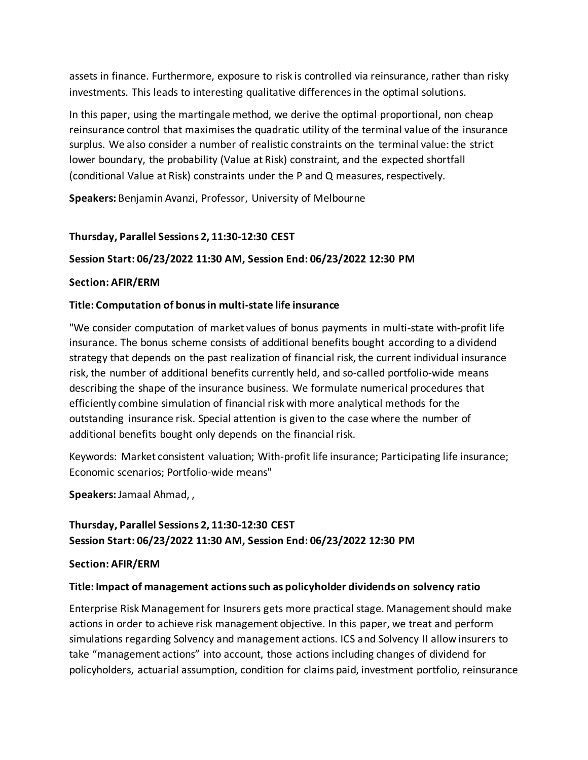assets in finance. Furthermore, exposure to risk is controlled via reinsurance, rather than risky investments. This leads to interesting qualitative differences in the optimal solutions.

In this paper, using the martingale method, we derive the optimal proportional, non cheap reinsurance control that maximises the quadratic utility of the terminal value of the insurance surplus. We also consider a number of realistic constraints on the terminal value: the strict lower boundary, the probability (Value at Risk) constraint, and the expected shortfall (conditional Value at Risk) constraints under the P and Q measures, respectively.

**Speakers:** Benjamin Avanzi, Professor, University of Melbourne

**Thursday, Parallel Sessions 2, 11:30-12:30 CEST**

**Session Start: 06/23/2022 11:30 AM, Session End: 06/23/2022 12:30 PM**

**Section: AFIR/ERM**

**Title: Computation of bonus in multi-state life insurance**

"We consider computation of market values of bonus payments in multi-state with-profit life insurance. The bonus scheme consists of additional benefits bought according to a dividend strategy that depends on the past realization of financial risk, the current individual insurance risk, the number of additional benefits currently held, and so-called portfolio-wide means describing the shape of the insurance business. We formulate numerical procedures that efficiently combine simulation of financial risk with more analytical methods for the outstanding insurance risk. Special attention is given to the case where the number of additional benefits bought only depends on the financial risk.

Keywords: Market consistent valuation; With-profit life insurance; Participating life insurance; Economic scenarios; Portfolio-wide means"

**Speakers:** Jamaal Ahmad, ,

**Thursday, Parallel Sessions 2, 11:30-12:30 CEST**
**Session Start: 06/23/2022 11:30 AM, Session End: 06/23/2022 12:30 PM**

**Section: AFIR/ERM**

**Title: Impact of management actions such as policyholder dividends on solvency ratio**

Enterprise Risk Management for Insurers gets more practical stage. Management should make actions in order to achieve risk management objective. In this paper, we treat and perform simulations regarding Solvency and management actions. ICS and Solvency II allow insurers to take "management actions" into account, those actions including changes of dividend for policyholders, actuarial assumption, condition for claims paid, investment portfolio, reinsurance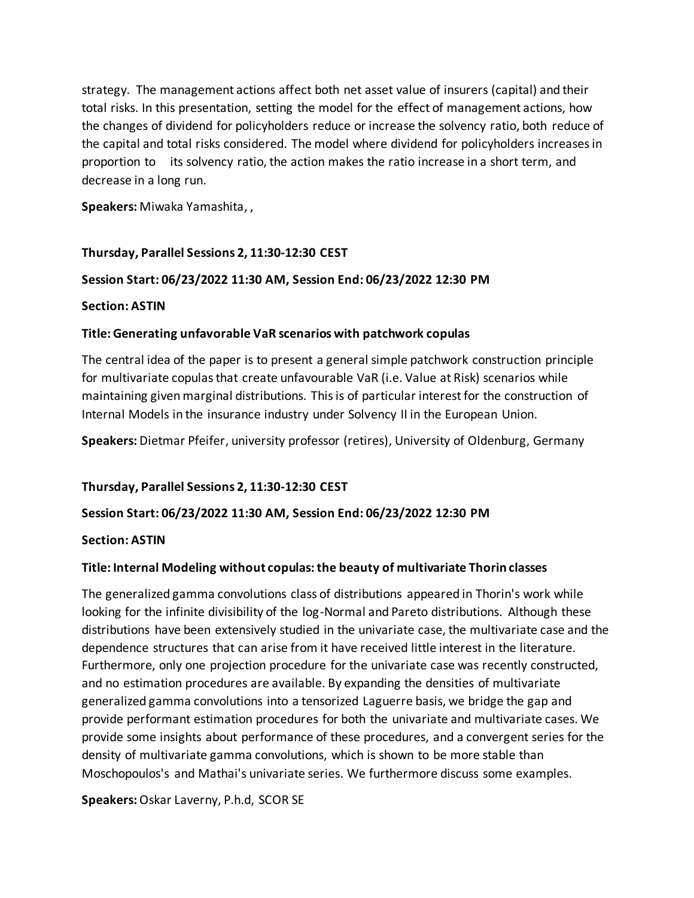strategy. The management actions affect both net asset value of insurers (capital) and their total risks. In this presentation, setting the model for the effect of management actions, how the changes of dividend for policyholders reduce or increase the solvency ratio, both reduce of the capital and total risks considered. The model where dividend for policyholders increases in proportion to its solvency ratio, the action makes the ratio increase in a short term, and decrease in a long run.

**Speakers:** Miwaka Yamashita, ,

**Thursday, Parallel Sessions 2, 11:30-12:30 CEST**

**Session Start: 06/23/2022 11:30 AM, Session End: 06/23/2022 12:30 PM**

**Section: ASTIN**

**Title: Generating unfavorable VaR scenarios with patchwork copulas**

The central idea of the paper is to present a general simple patchwork construction principle for multivariate copulas that create unfavourable VaR (i.e. Value at Risk) scenarios while maintaining given marginal distributions. This is of particular interest for the construction of Internal Models in the insurance industry under Solvency II in the European Union.

**Speakers:** Dietmar Pfeifer, university professor (retires), University of Oldenburg, Germany

**Thursday, Parallel Sessions 2, 11:30-12:30 CEST**

**Session Start: 06/23/2022 11:30 AM, Session End: 06/23/2022 12:30 PM**

**Section: ASTIN**

**Title: Internal Modeling without copulas: the beauty of multivariate Thorin classes**

The generalized gamma convolutions class of distributions appeared in Thorin's work while looking for the infinite divisibility of the log-Normal and Pareto distributions. Although these distributions have been extensively studied in the univariate case, the multivariate case and the dependence structures that can arise from it have received little interest in the literature. Furthermore, only one projection procedure for the univariate case was recently constructed, and no estimation procedures are available. By expanding the densities of multivariate generalized gamma convolutions into a tensorized Laguerre basis, we bridge the gap and provide performant estimation procedures for both the univariate and multivariate cases. We provide some insights about performance of these procedures, and a convergent series for the density of multivariate gamma convolutions, which is shown to be more stable than Moschopoulos's and Mathai's univariate series. We furthermore discuss some examples.

**Speakers:** Oskar Laverny, P.h.d, SCOR SE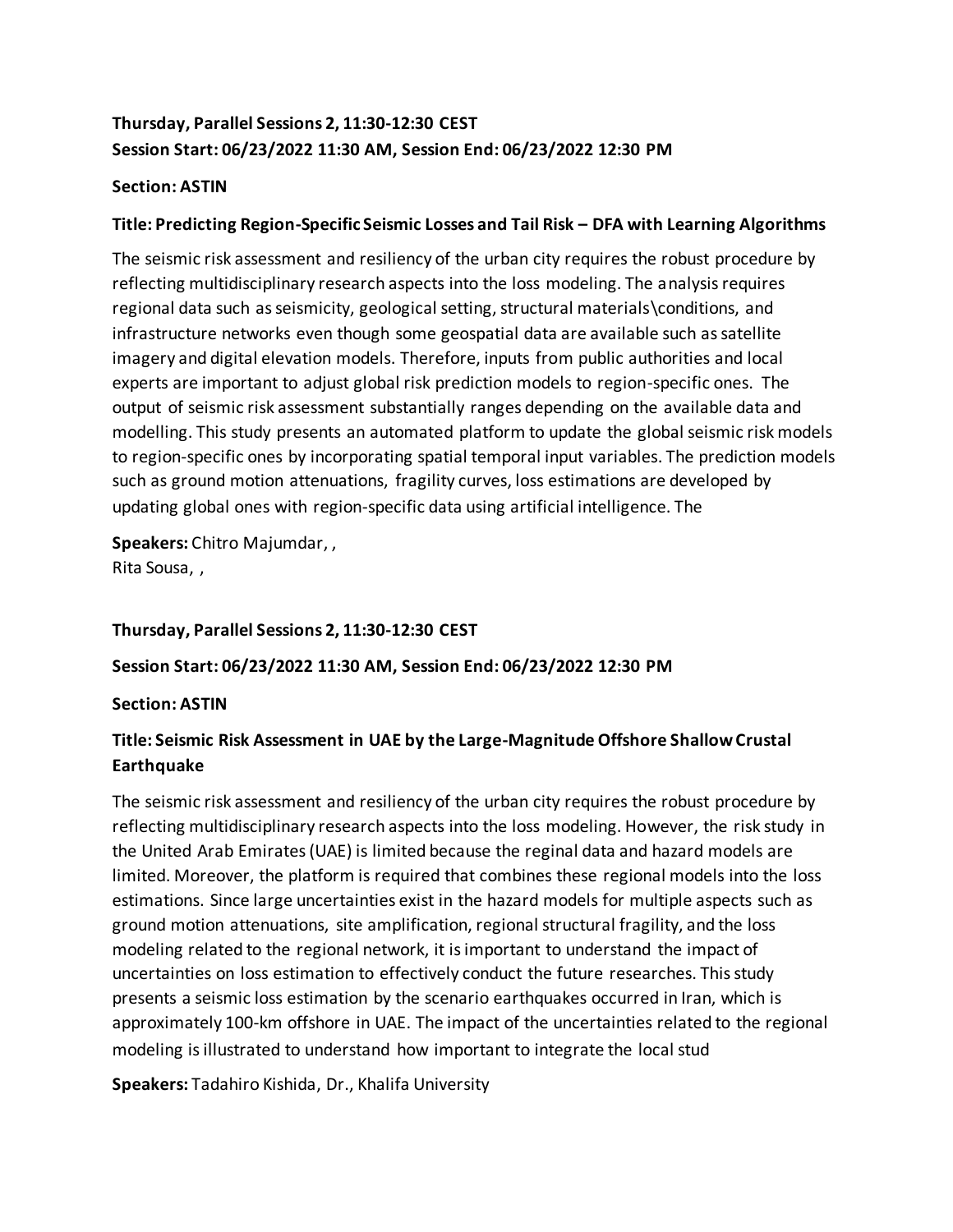**Thursday, Parallel Sessions 2, 11:30-12:30 CEST**
**Session Start: 06/23/2022 11:30 AM, Session End: 06/23/2022 12:30 PM**

**Section: ASTIN**

**Title: Predicting Region-Specific Seismic Losses and Tail Risk – DFA with Learning Algorithms**

The seismic risk assessment and resiliency of the urban city requires the robust procedure by reflecting multidisciplinary research aspects into the loss modeling. The analysis requires regional data such as seismicity, geological setting, structural materials\conditions, and infrastructure networks even though some geospatial data are available such as satellite imagery and digital elevation models. Therefore, inputs from public authorities and local experts are important to adjust global risk prediction models to region-specific ones. The output of seismic risk assessment substantially ranges depending on the available data and modelling. This study presents an automated platform to update the global seismic risk models to region-specific ones by incorporating spatial temporal input variables. The prediction models such as ground motion attenuations, fragility curves, loss estimations are developed by updating global ones with region-specific data using artificial intelligence. The

**Speakers:** Chitro Majumdar, ,
Rita Sousa, ,

**Thursday, Parallel Sessions 2, 11:30-12:30 CEST**

**Session Start: 06/23/2022 11:30 AM, Session End: 06/23/2022 12:30 PM**

**Section: ASTIN**

**Title: Seismic Risk Assessment in UAE by the Large-Magnitude Offshore Shallow Crustal Earthquake**

The seismic risk assessment and resiliency of the urban city requires the robust procedure by reflecting multidisciplinary research aspects into the loss modeling. However, the risk study in the United Arab Emirates (UAE) is limited because the reginal data and hazard models are limited. Moreover, the platform is required that combines these regional models into the loss estimations. Since large uncertainties exist in the hazard models for multiple aspects such as ground motion attenuations, site amplification, regional structural fragility, and the loss modeling related to the regional network, it is important to understand the impact of uncertainties on loss estimation to effectively conduct the future researches. This study presents a seismic loss estimation by the scenario earthquakes occurred in Iran, which is approximately 100-km offshore in UAE. The impact of the uncertainties related to the regional modeling is illustrated to understand how important to integrate the local stud

**Speakers:** Tadahiro Kishida, Dr., Khalifa University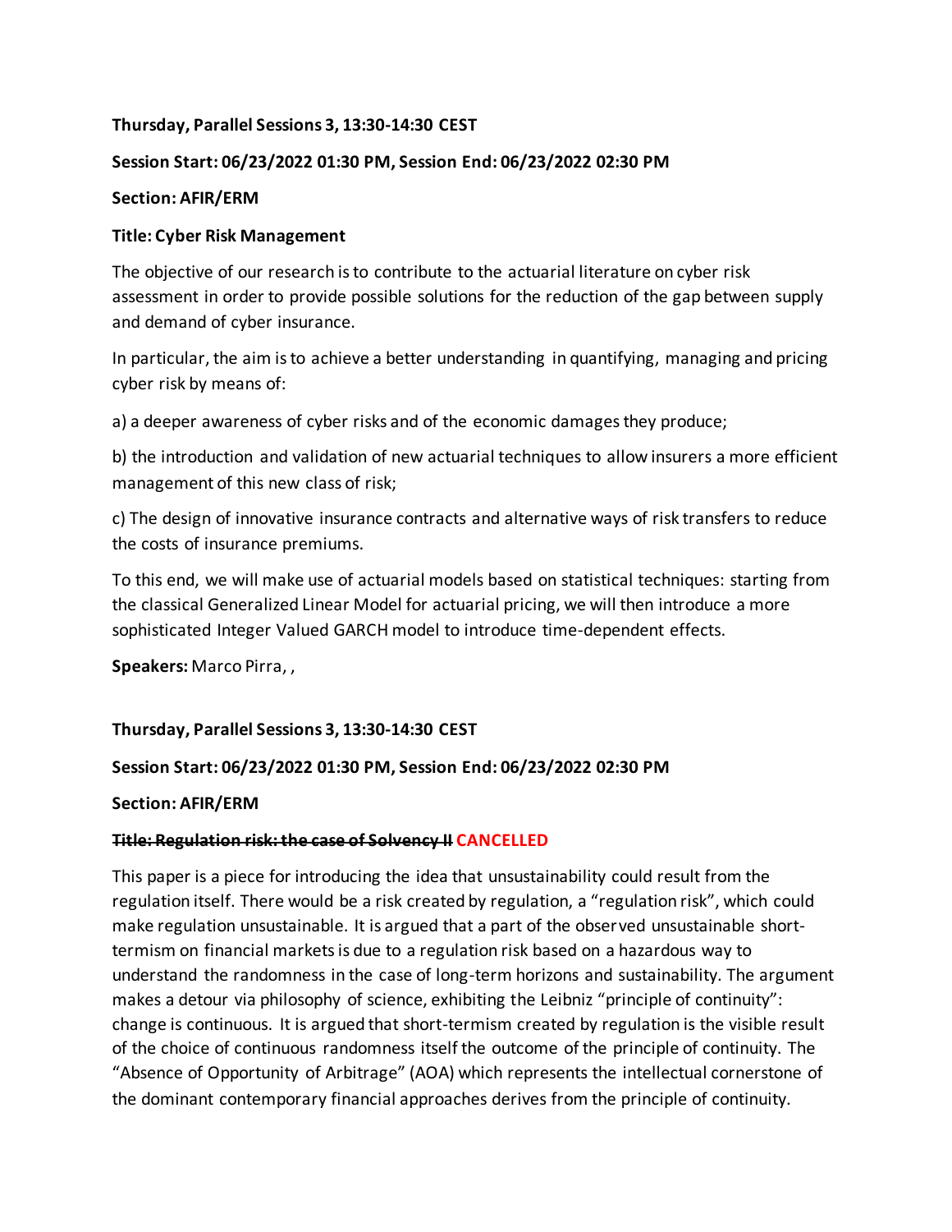**Thursday, Parallel Sessions 3, 13:30-14:30 CEST**

**Session Start: 06/23/2022 01:30 PM, Session End: 06/23/2022 02:30 PM**

**Section: AFIR/ERM**

**Title: Cyber Risk Management**

The objective of our research is to contribute to the actuarial literature on cyber risk assessment in order to provide possible solutions for the reduction of the gap between supply and demand of cyber insurance.

In particular, the aim is to achieve a better understanding in quantifying, managing and pricing cyber risk by means of:

a) a deeper awareness of cyber risks and of the economic damages they produce;

b) the introduction and validation of new actuarial techniques to allow insurers a more efficient management of this new class of risk;

c) The design of innovative insurance contracts and alternative ways of risk transfers to reduce the costs of insurance premiums.

To this end, we will make use of actuarial models based on statistical techniques: starting from the classical Generalized Linear Model for actuarial pricing, we will then introduce a more sophisticated Integer Valued GARCH model to introduce time-dependent effects.

**Speakers:** Marco Pirra, ,

**Thursday, Parallel Sessions 3, 13:30-14:30 CEST**

**Session Start: 06/23/2022 01:30 PM, Session End: 06/23/2022 02:30 PM**

**Section: AFIR/ERM**

**~~Title: Regulation risk: the case of Solvency II~~ CANCELLED**

This paper is a piece for introducing the idea that unsustainability could result from the regulation itself. There would be a risk created by regulation, a "regulation risk", which could make regulation unsustainable. It is argued that a part of the observed unsustainable short-termism on financial markets is due to a regulation risk based on a hazardous way to understand the randomness in the case of long-term horizons and sustainability. The argument makes a detour via philosophy of science, exhibiting the Leibniz "principle of continuity": change is continuous. It is argued that short-termism created by regulation is the visible result of the choice of continuous randomness itself the outcome of the principle of continuity. The "Absence of Opportunity of Arbitrage" (AOA) which represents the intellectual cornerstone of the dominant contemporary financial approaches derives from the principle of continuity.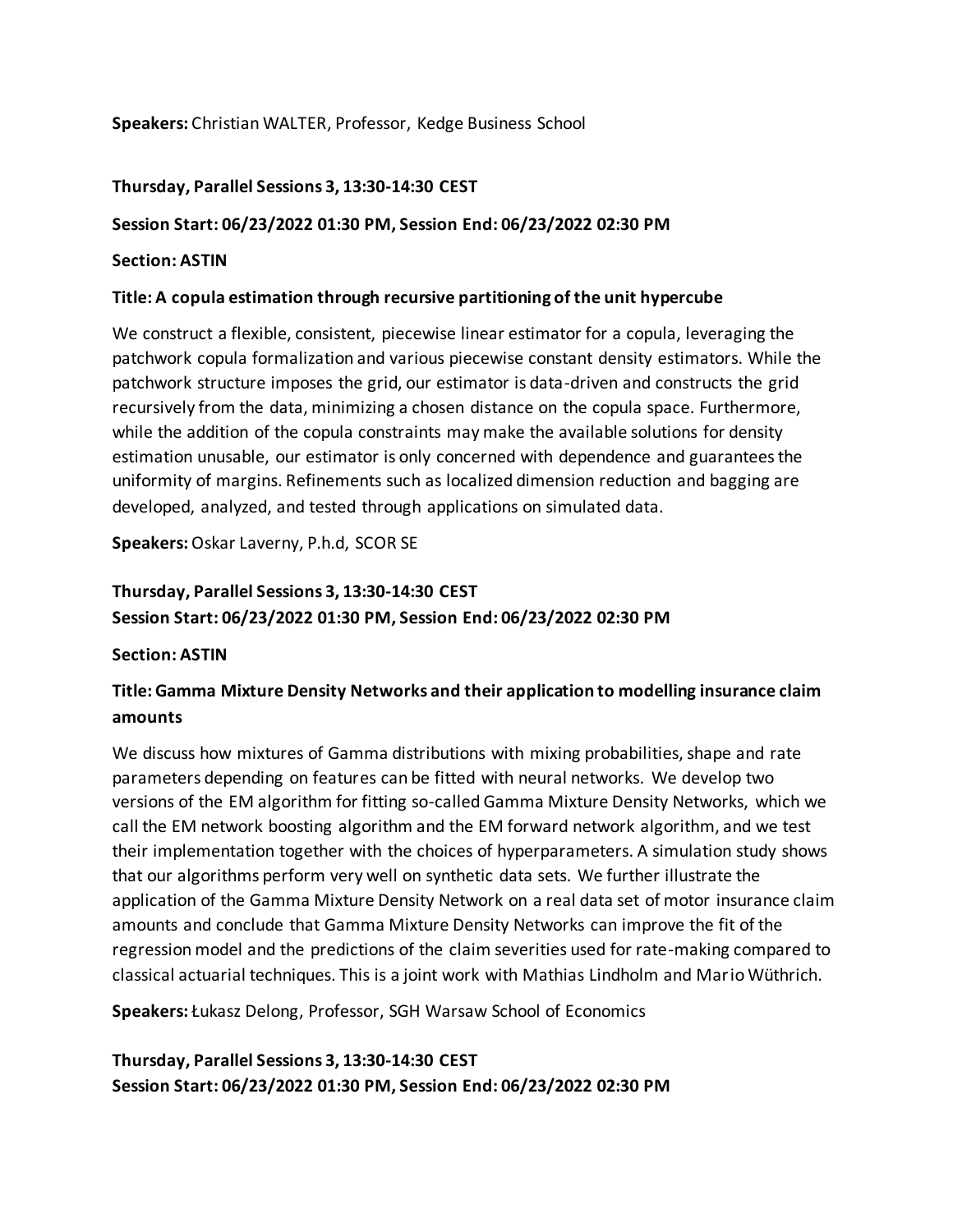**Speakers:** Christian WALTER, Professor, Kedge Business School

**Thursday, Parallel Sessions 3, 13:30-14:30 CEST**

**Session Start: 06/23/2022 01:30 PM, Session End: 06/23/2022 02:30 PM**

**Section: ASTIN**

**Title: A copula estimation through recursive partitioning of the unit hypercube**

We construct a flexible, consistent, piecewise linear estimator for a copula, leveraging the patchwork copula formalization and various piecewise constant density estimators. While the patchwork structure imposes the grid, our estimator is data-driven and constructs the grid recursively from the data, minimizing a chosen distance on the copula space. Furthermore, while the addition of the copula constraints may make the available solutions for density estimation unusable, our estimator is only concerned with dependence and guarantees the uniformity of margins. Refinements such as localized dimension reduction and bagging are developed, analyzed, and tested through applications on simulated data.

**Speakers:** Oskar Laverny, P.h.d, SCOR SE

**Thursday, Parallel Sessions 3, 13:30-14:30 CEST**
**Session Start: 06/23/2022 01:30 PM, Session End: 06/23/2022 02:30 PM**

**Section: ASTIN**

**Title: Gamma Mixture Density Networks and their application to modelling insurance claim amounts**

We discuss how mixtures of Gamma distributions with mixing probabilities, shape and rate parameters depending on features can be fitted with neural networks. We develop two versions of the EM algorithm for fitting so-called Gamma Mixture Density Networks, which we call the EM network boosting algorithm and the EM forward network algorithm, and we test their implementation together with the choices of hyperparameters. A simulation study shows that our algorithms perform very well on synthetic data sets. We further illustrate the application of the Gamma Mixture Density Network on a real data set of motor insurance claim amounts and conclude that Gamma Mixture Density Networks can improve the fit of the regression model and the predictions of the claim severities used for rate-making compared to classical actuarial techniques. This is a joint work with Mathias Lindholm and Mario Wüthrich.

**Speakers:** Łukasz Delong, Professor, SGH Warsaw School of Economics

**Thursday, Parallel Sessions 3, 13:30-14:30 CEST**
**Session Start: 06/23/2022 01:30 PM, Session End: 06/23/2022 02:30 PM**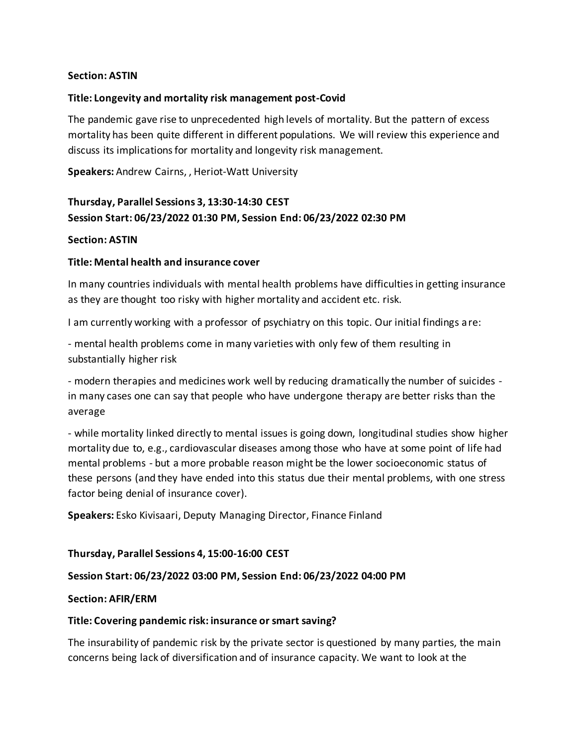**Section: ASTIN**

**Title: Longevity and mortality risk management post-Covid**

The pandemic gave rise to unprecedented high levels of mortality. But the pattern of excess mortality has been quite different in different populations. We will review this experience and discuss its implications for mortality and longevity risk management.

**Speakers:** Andrew Cairns, , Heriot-Watt University

**Thursday, Parallel Sessions 3, 13:30-14:30 CEST**
**Session Start: 06/23/2022 01:30 PM, Session End: 06/23/2022 02:30 PM**

**Section: ASTIN**

**Title: Mental health and insurance cover**

In many countries individuals with mental health problems have difficulties in getting insurance as they are thought too risky with higher mortality and accident etc. risk.

I am currently working with a professor of psychiatry on this topic. Our initial findings are:

- mental health problems come in many varieties with only few of them resulting in substantially higher risk

- modern therapies and medicines work well by reducing dramatically the number of suicides - in many cases one can say that people who have undergone therapy are better risks than the average

- while mortality linked directly to mental issues is going down, longitudinal studies show higher mortality due to, e.g., cardiovascular diseases among those who have at some point of life had mental problems - but a more probable reason might be the lower socioeconomic status of these persons (and they have ended into this status due their mental problems, with one stress factor being denial of insurance cover).

**Speakers:** Esko Kivisaari, Deputy Managing Director, Finance Finland

**Thursday, Parallel Sessions 4, 15:00-16:00 CEST**

**Session Start: 06/23/2022 03:00 PM, Session End: 06/23/2022 04:00 PM**

**Section: AFIR/ERM**

**Title: Covering pandemic risk: insurance or smart saving?**

The insurability of pandemic risk by the private sector is questioned by many parties, the main concerns being lack of diversification and of insurance capacity. We want to look at the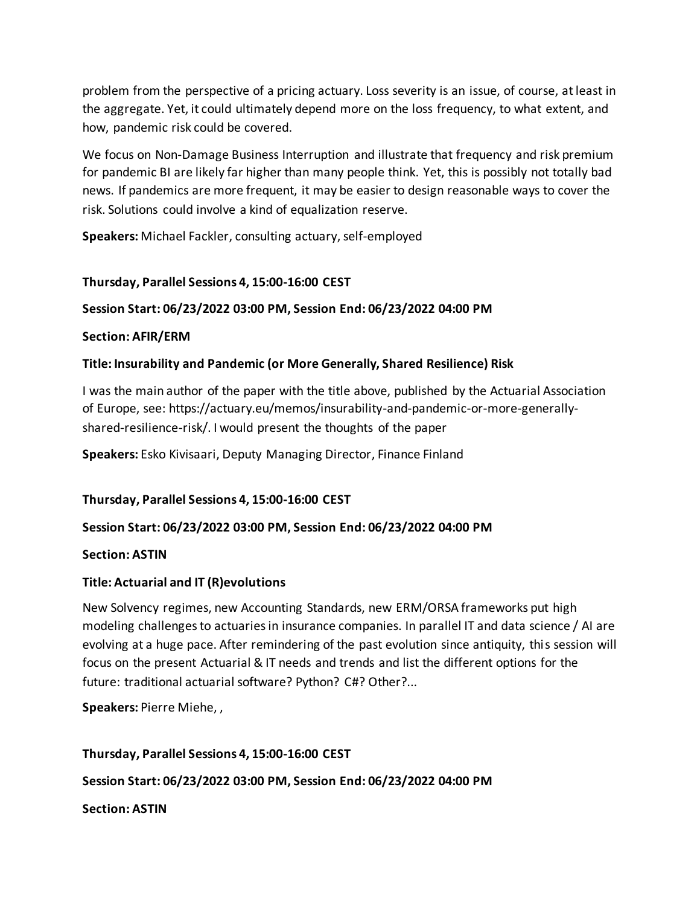problem from the perspective of a pricing actuary. Loss severity is an issue, of course, at least in the aggregate. Yet, it could ultimately depend more on the loss frequency, to what extent, and how, pandemic risk could be covered.

We focus on Non-Damage Business Interruption and illustrate that frequency and risk premium for pandemic BI are likely far higher than many people think. Yet, this is possibly not totally bad news. If pandemics are more frequent, it may be easier to design reasonable ways to cover the risk. Solutions could involve a kind of equalization reserve.

**Speakers:** Michael Fackler, consulting actuary, self-employed

**Thursday, Parallel Sessions 4, 15:00-16:00 CEST**

**Session Start: 06/23/2022 03:00 PM, Session End: 06/23/2022 04:00 PM**

**Section: AFIR/ERM**

**Title: Insurability and Pandemic (or More Generally, Shared Resilience) Risk**

I was the main author of the paper with the title above, published by the Actuarial Association of Europe, see: https://actuary.eu/memos/insurability-and-pandemic-or-more-generally-shared-resilience-risk/. I would present the thoughts of the paper

**Speakers:** Esko Kivisaari, Deputy Managing Director, Finance Finland

**Thursday, Parallel Sessions 4, 15:00-16:00 CEST**

**Session Start: 06/23/2022 03:00 PM, Session End: 06/23/2022 04:00 PM**

**Section: ASTIN**

**Title: Actuarial and IT (R)evolutions**

New Solvency regimes, new Accounting Standards, new ERM/ORSA frameworks put high modeling challenges to actuaries in insurance companies. In parallel IT and data science / AI are evolving at a huge pace. After remindering of the past evolution since antiquity, this session will focus on the present Actuarial & IT needs and trends and list the different options for the future: traditional actuarial software? Python? C#? Other?...

**Speakers:** Pierre Miehe, ,

**Thursday, Parallel Sessions 4, 15:00-16:00 CEST**

**Session Start: 06/23/2022 03:00 PM, Session End: 06/23/2022 04:00 PM**

**Section: ASTIN**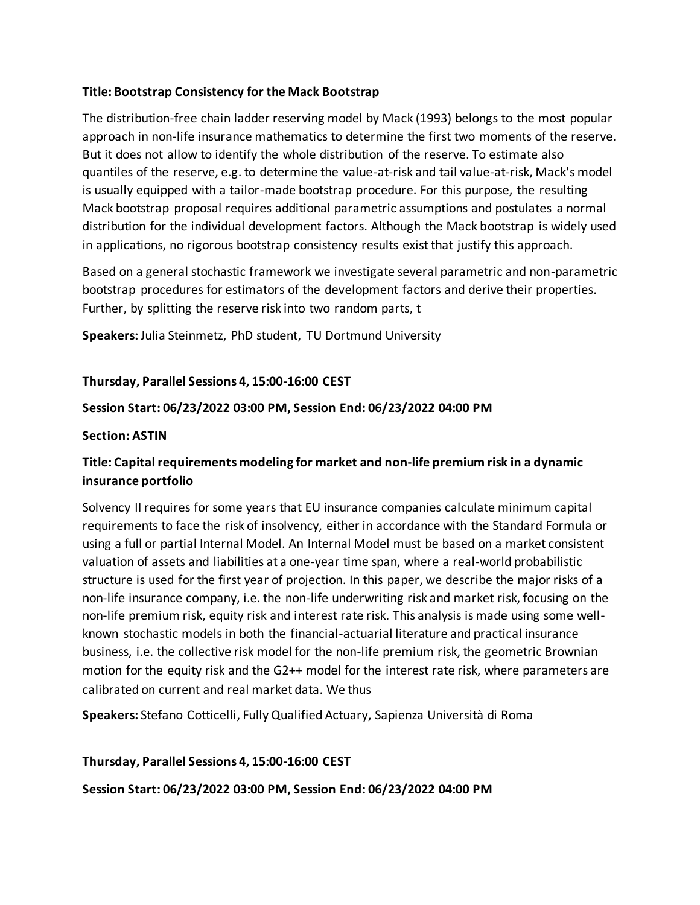**Title: Bootstrap Consistency for the Mack Bootstrap**

The distribution-free chain ladder reserving model by Mack (1993) belongs to the most popular approach in non-life insurance mathematics to determine the first two moments of the reserve. But it does not allow to identify the whole distribution of the reserve. To estimate also quantiles of the reserve, e.g. to determine the value-at-risk and tail value-at-risk, Mack's model is usually equipped with a tailor-made bootstrap procedure. For this purpose, the resulting Mack bootstrap proposal requires additional parametric assumptions and postulates a normal distribution for the individual development factors. Although the Mack bootstrap is widely used in applications, no rigorous bootstrap consistency results exist that justify this approach.

Based on a general stochastic framework we investigate several parametric and non-parametric bootstrap procedures for estimators of the development factors and derive their properties. Further, by splitting the reserve risk into two random parts, t

**Speakers:** Julia Steinmetz, PhD student, TU Dortmund University

**Thursday, Parallel Sessions 4, 15:00-16:00 CEST**

**Session Start: 06/23/2022 03:00 PM, Session End: 06/23/2022 04:00 PM**

**Section: ASTIN**

**Title: Capital requirements modeling for market and non-life premium risk in a dynamic insurance portfolio**

Solvency II requires for some years that EU insurance companies calculate minimum capital requirements to face the risk of insolvency, either in accordance with the Standard Formula or using a full or partial Internal Model. An Internal Model must be based on a market consistent valuation of assets and liabilities at a one-year time span, where a real-world probabilistic structure is used for the first year of projection. In this paper, we describe the major risks of a non-life insurance company, i.e. the non-life underwriting risk and market risk, focusing on the non-life premium risk, equity risk and interest rate risk. This analysis is made using some well-known stochastic models in both the financial-actuarial literature and practical insurance business, i.e. the collective risk model for the non-life premium risk, the geometric Brownian motion for the equity risk and the G2++ model for the interest rate risk, where parameters are calibrated on current and real market data. We thus

**Speakers:** Stefano Cotticelli, Fully Qualified Actuary, Sapienza Università di Roma

**Thursday, Parallel Sessions 4, 15:00-16:00 CEST**

**Session Start: 06/23/2022 03:00 PM, Session End: 06/23/2022 04:00 PM**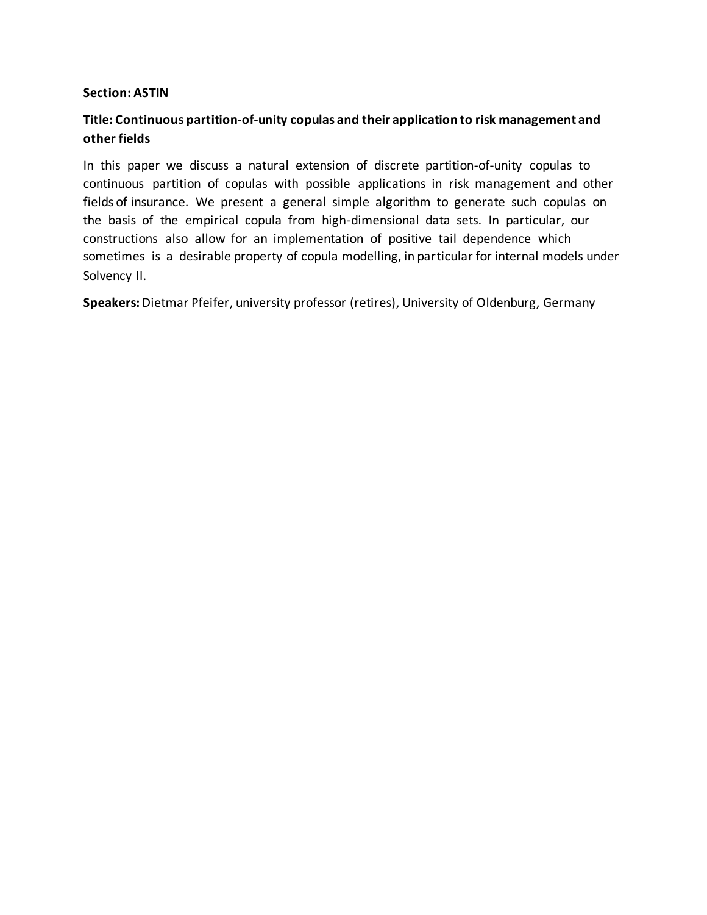**Section: ASTIN**

**Title: Continuous partition-of-unity copulas and their application to risk management and other fields**

In this paper we discuss a natural extension of discrete partition-of-unity copulas to continuous partition of copulas with possible applications in risk management and other fields of insurance. We present a general simple algorithm to generate such copulas on the basis of the empirical copula from high-dimensional data sets. In particular, our constructions also allow for an implementation of positive tail dependence which sometimes is a desirable property of copula modelling, in particular for internal models under Solvency II.

**Speakers:** Dietmar Pfeifer, university professor (retires), University of Oldenburg, Germany